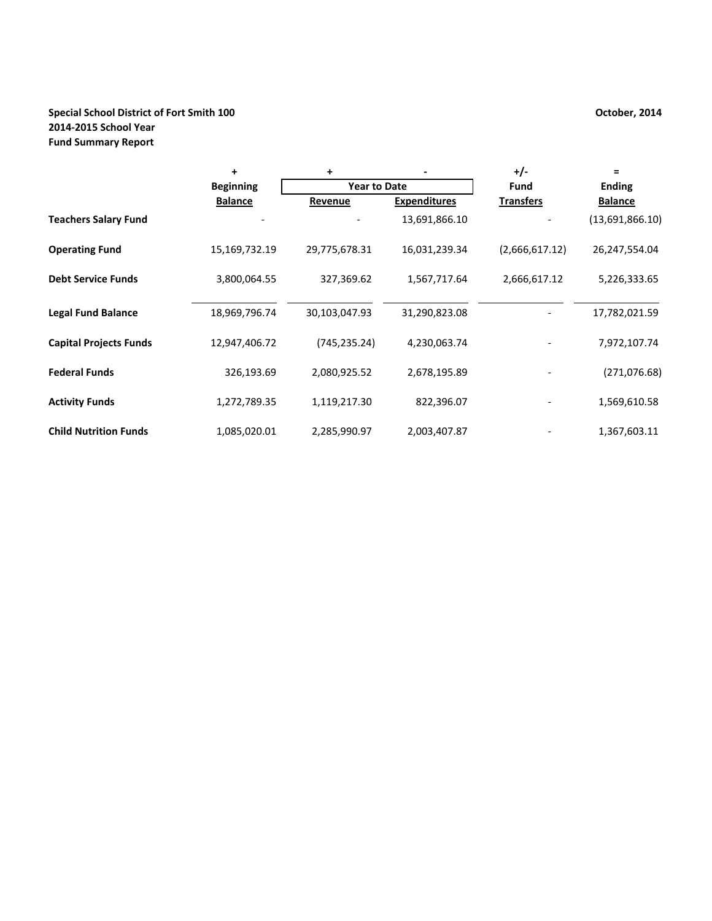**Special School District of Fort Smith 100**
**2014-2015 School Year**
**Fund Summary Report**

**October, 2014**

| | + | + | - | +/- | = |
|---|---|---|---|---|---|
| | | Year to Date | | | |
| | **Beginning Balance** | **Revenue** | **Expenditures** | **Fund Transfers** | **Ending Balance** |
| **Teachers Salary Fund** | - | - | 13,691,866.10 | - | (13,691,866.10) |
| **Operating Fund** | 15,169,732.19 | 29,775,678.31 | 16,031,239.34 | (2,666,617.12) | 26,247,554.04 |
| **Debt Service Funds** | 3,800,064.55 | 327,369.62 | 1,567,717.64 | 2,666,617.12 | 5,226,333.65 |
| **Legal Fund Balance** | 18,969,796.74 | 30,103,047.93 | 31,290,823.08 | - | 17,782,021.59 |
| **Capital Projects Funds** | 12,947,406.72 | (745,235.24) | 4,230,063.74 | - | 7,972,107.74 |
| **Federal Funds** | 326,193.69 | 2,080,925.52 | 2,678,195.89 | - | (271,076.68) |
| **Activity Funds** | 1,272,789.35 | 1,119,217.30 | 822,396.07 | - | 1,569,610.58 |
| **Child Nutrition Funds** | 1,085,020.01 | 2,285,990.97 | 2,003,407.87 | - | 1,367,603.11 |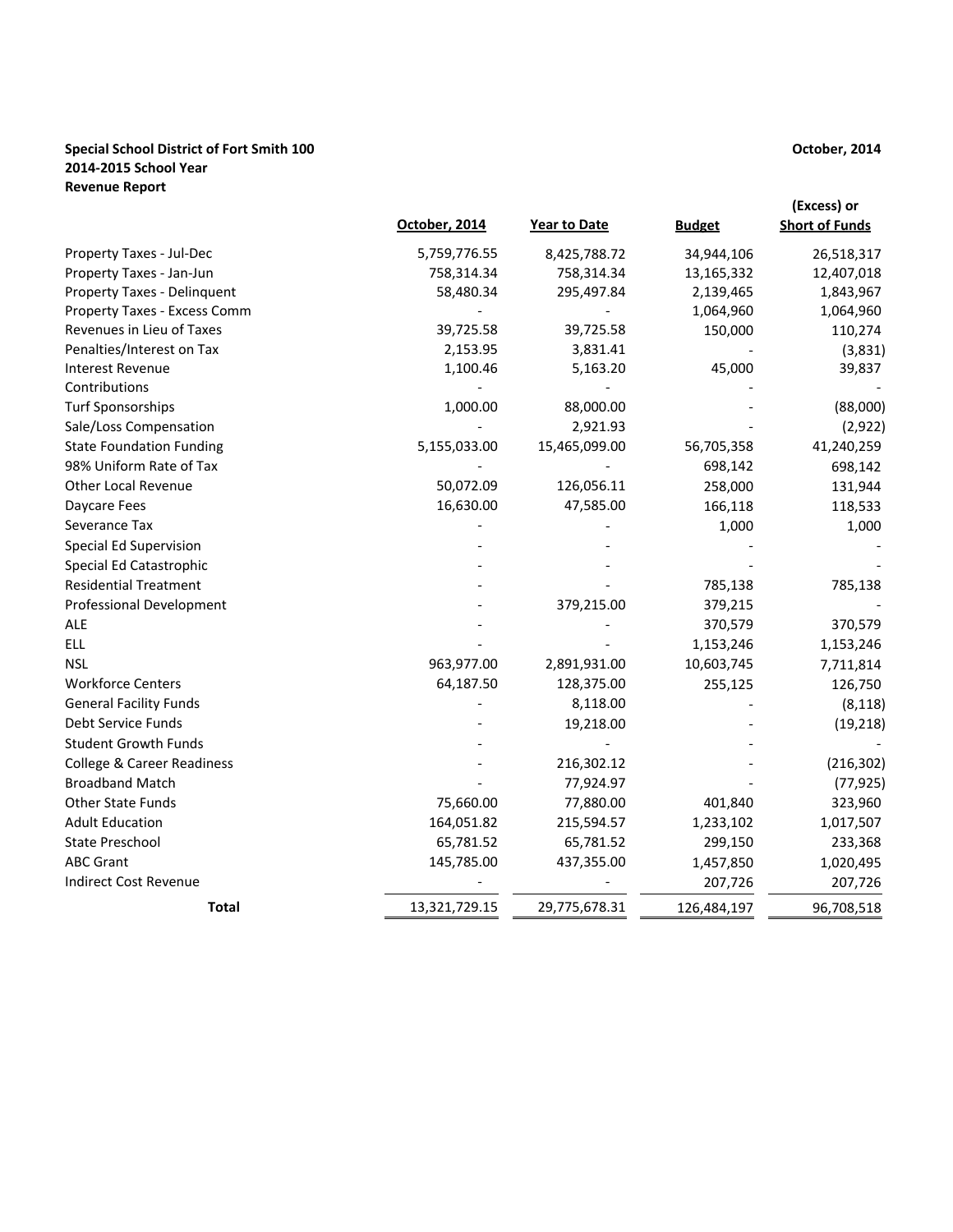**Special School District of Fort Smith 100**
**2014-2015 School Year**
**Revenue Report**

**October, 2014**

| | October, 2014 | Year to Date | Budget | (Excess) or Short of Funds |
|---|---|---|---|---|
| Property Taxes - Jul-Dec | 5,759,776.55 | 8,425,788.72 | 34,944,106 | 26,518,317 |
| Property Taxes - Jan-Jun | 758,314.34 | 758,314.34 | 13,165,332 | 12,407,018 |
| Property Taxes - Delinquent | 58,480.34 | 295,497.84 | 2,139,465 | 1,843,967 |
| Property Taxes - Excess Comm | - | - | 1,064,960 | 1,064,960 |
| Revenues in Lieu of Taxes | 39,725.58 | 39,725.58 | 150,000 | 110,274 |
| Penalties/Interest on Tax | 2,153.95 | 3,831.41 | - | (3,831) |
| Interest Revenue | 1,100.46 | 5,163.20 | 45,000 | 39,837 |
| Contributions | - | - | - | - |
| Turf Sponsorships | 1,000.00 | 88,000.00 | - | (88,000) |
| Sale/Loss Compensation | - | 2,921.93 | - | (2,922) |
| State Foundation Funding | 5,155,033.00 | 15,465,099.00 | 56,705,358 | 41,240,259 |
| 98% Uniform Rate of Tax | - | - | 698,142 | 698,142 |
| Other Local Revenue | 50,072.09 | 126,056.11 | 258,000 | 131,944 |
| Daycare Fees | 16,630.00 | 47,585.00 | 166,118 | 118,533 |
| Severance Tax | - | - | 1,000 | 1,000 |
| Special Ed Supervision | - | - | - | - |
| Special Ed Catastrophic | - | - | - | - |
| Residential Treatment | - | - | 785,138 | 785,138 |
| Professional Development | - | 379,215.00 | 379,215 | - |
| ALE | - | - | 370,579 | 370,579 |
| ELL | - | - | 1,153,246 | 1,153,246 |
| NSL | 963,977.00 | 2,891,931.00 | 10,603,745 | 7,711,814 |
| Workforce Centers | 64,187.50 | 128,375.00 | 255,125 | 126,750 |
| General Facility Funds | - | 8,118.00 | - | (8,118) |
| Debt Service Funds | - | 19,218.00 | - | (19,218) |
| Student Growth Funds | - | - | - | - |
| College & Career Readiness | - | 216,302.12 | - | (216,302) |
| Broadband Match | - | 77,924.97 | - | (77,925) |
| Other State Funds | 75,660.00 | 77,880.00 | 401,840 | 323,960 |
| Adult Education | 164,051.82 | 215,594.57 | 1,233,102 | 1,017,507 |
| State Preschool | 65,781.52 | 65,781.52 | 299,150 | 233,368 |
| ABC Grant | 145,785.00 | 437,355.00 | 1,457,850 | 1,020,495 |
| Indirect Cost Revenue | - | - | 207,726 | 207,726 |
| **Total** | 13,321,729.15 | 29,775,678.31 | 126,484,197 | 96,708,518 |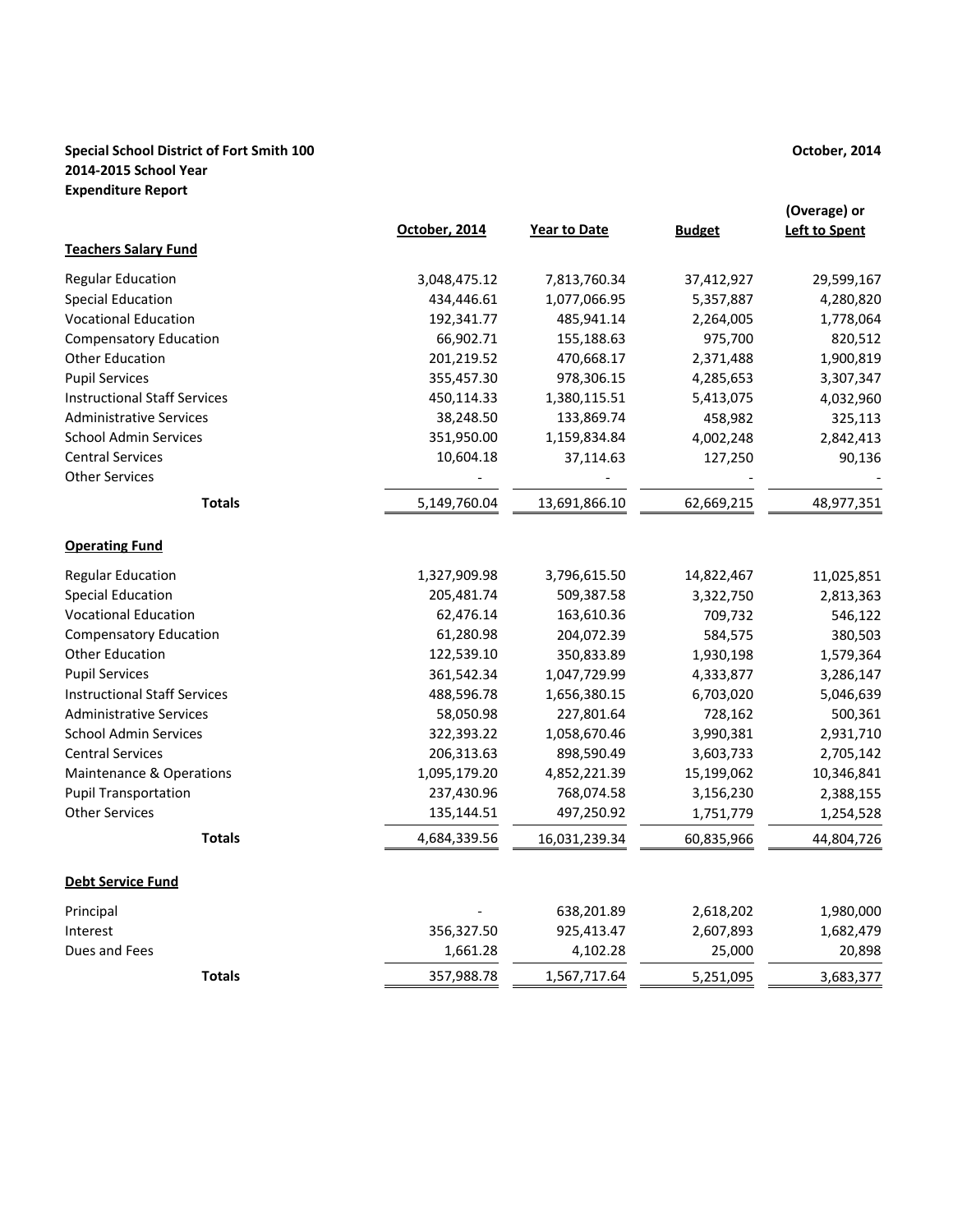**Special School District of Fort Smith 100**
**2014-2015 School Year**
**Expenditure Report**

**October, 2014**

| | October, 2014 | Year to Date | Budget | (Overage) or Left to Spent |
|---|---|---|---|---|
| **Teachers Salary Fund** | | | | |
| Regular Education | 3,048,475.12 | 7,813,760.34 | 37,412,927 | 29,599,167 |
| Special Education | 434,446.61 | 1,077,066.95 | 5,357,887 | 4,280,820 |
| Vocational Education | 192,341.77 | 485,941.14 | 2,264,005 | 1,778,064 |
| Compensatory Education | 66,902.71 | 155,188.63 | 975,700 | 820,512 |
| Other Education | 201,219.52 | 470,668.17 | 2,371,488 | 1,900,819 |
| Pupil Services | 355,457.30 | 978,306.15 | 4,285,653 | 3,307,347 |
| Instructional Staff Services | 450,114.33 | 1,380,115.51 | 5,413,075 | 4,032,960 |
| Administrative Services | 38,248.50 | 133,869.74 | 458,982 | 325,113 |
| School Admin Services | 351,950.00 | 1,159,834.84 | 4,002,248 | 2,842,413 |
| Central Services | 10,604.18 | 37,114.63 | 127,250 | 90,136 |
| Other Services | - | - | - | - |
| **Totals** | 5,149,760.04 | 13,691,866.10 | 62,669,215 | 48,977,351 |
| **Operating Fund** | | | | |
| Regular Education | 1,327,909.98 | 3,796,615.50 | 14,822,467 | 11,025,851 |
| Special Education | 205,481.74 | 509,387.58 | 3,322,750 | 2,813,363 |
| Vocational Education | 62,476.14 | 163,610.36 | 709,732 | 546,122 |
| Compensatory Education | 61,280.98 | 204,072.39 | 584,575 | 380,503 |
| Other Education | 122,539.10 | 350,833.89 | 1,930,198 | 1,579,364 |
| Pupil Services | 361,542.34 | 1,047,729.99 | 4,333,877 | 3,286,147 |
| Instructional Staff Services | 488,596.78 | 1,656,380.15 | 6,703,020 | 5,046,639 |
| Administrative Services | 58,050.98 | 227,801.64 | 728,162 | 500,361 |
| School Admin Services | 322,393.22 | 1,058,670.46 | 3,990,381 | 2,931,710 |
| Central Services | 206,313.63 | 898,590.49 | 3,603,733 | 2,705,142 |
| Maintenance & Operations | 1,095,179.20 | 4,852,221.39 | 15,199,062 | 10,346,841 |
| Pupil Transportation | 237,430.96 | 768,074.58 | 3,156,230 | 2,388,155 |
| Other Services | 135,144.51 | 497,250.92 | 1,751,779 | 1,254,528 |
| **Totals** | 4,684,339.56 | 16,031,239.34 | 60,835,966 | 44,804,726 |
| **Debt Service Fund** | | | | |
| Principal | - | 638,201.89 | 2,618,202 | 1,980,000 |
| Interest | 356,327.50 | 925,413.47 | 2,607,893 | 1,682,479 |
| Dues and Fees | 1,661.28 | 4,102.28 | 25,000 | 20,898 |
| **Totals** | 357,988.78 | 1,567,717.64 | 5,251,095 | 3,683,377 |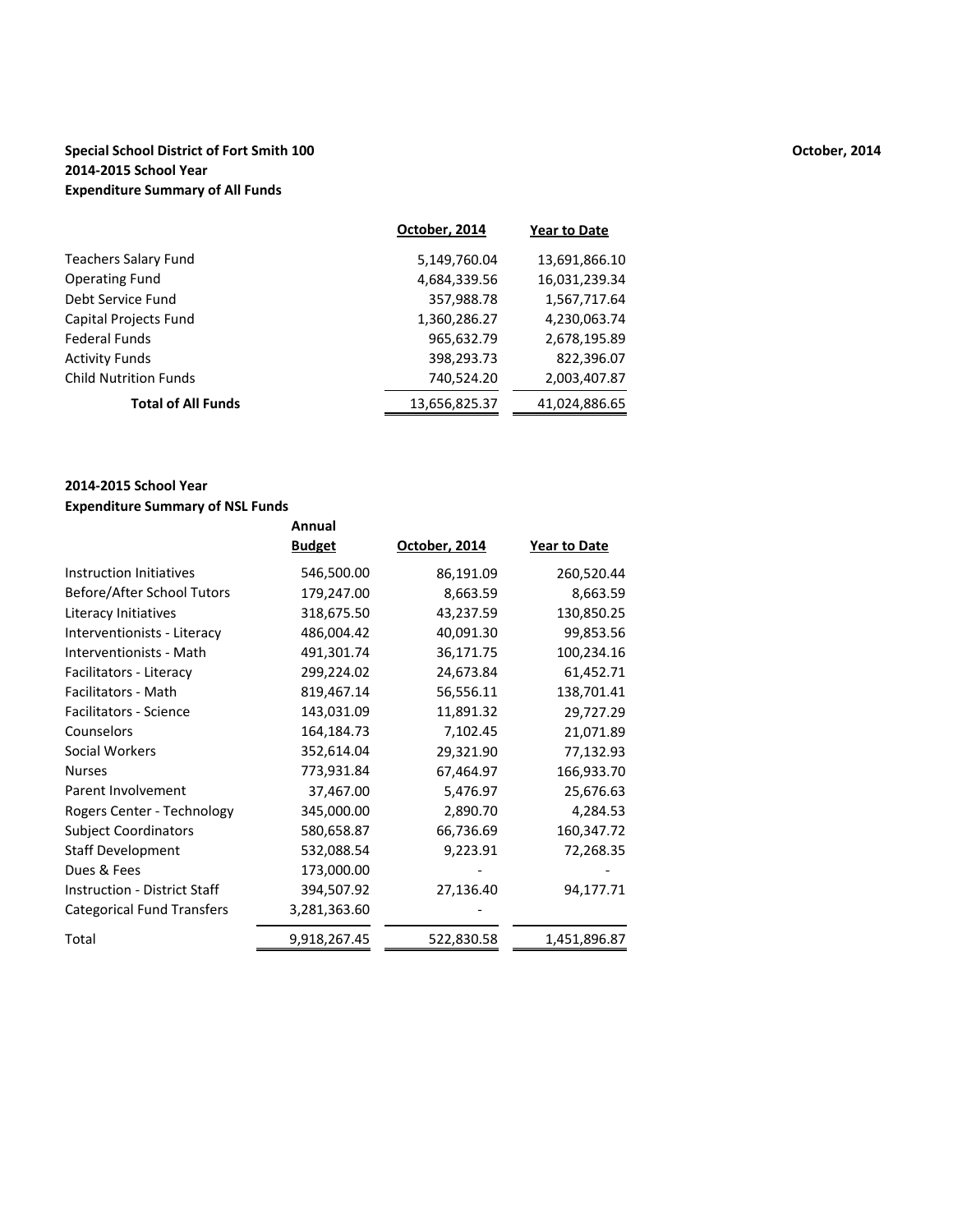**Special School District of Fort Smith 100**
**2014-2015 School Year**
**Expenditure Summary of All Funds**

October, 2014

| | October, 2014 | Year to Date |
|---|---|---|
| Teachers Salary Fund | 5,149,760.04 | 13,691,866.10 |
| Operating Fund | 4,684,339.56 | 16,031,239.34 |
| Debt Service Fund | 357,988.78 | 1,567,717.64 |
| Capital Projects Fund | 1,360,286.27 | 4,230,063.74 |
| Federal Funds | 965,632.79 | 2,678,195.89 |
| Activity Funds | 398,293.73 | 822,396.07 |
| Child Nutrition Funds | 740,524.20 | 2,003,407.87 |
| **Total of All Funds** | 13,656,825.37 | 41,024,886.65 |

**2014-2015 School Year**
**Expenditure Summary of NSL Funds**

| | Annual Budget | October, 2014 | Year to Date |
|---|---|---|---|
| Instruction Initiatives | 546,500.00 | 86,191.09 | 260,520.44 |
| Before/After School Tutors | 179,247.00 | 8,663.59 | 8,663.59 |
| Literacy Initiatives | 318,675.50 | 43,237.59 | 130,850.25 |
| Interventionists - Literacy | 486,004.42 | 40,091.30 | 99,853.56 |
| Interventionists - Math | 491,301.74 | 36,171.75 | 100,234.16 |
| Facilitators - Literacy | 299,224.02 | 24,673.84 | 61,452.71 |
| Facilitators - Math | 819,467.14 | 56,556.11 | 138,701.41 |
| Facilitators - Science | 143,031.09 | 11,891.32 | 29,727.29 |
| Counselors | 164,184.73 | 7,102.45 | 21,071.89 |
| Social Workers | 352,614.04 | 29,321.90 | 77,132.93 |
| Nurses | 773,931.84 | 67,464.97 | 166,933.70 |
| Parent Involvement | 37,467.00 | 5,476.97 | 25,676.63 |
| Rogers Center - Technology | 345,000.00 | 2,890.70 | 4,284.53 |
| Subject Coordinators | 580,658.87 | 66,736.69 | 160,347.72 |
| Staff Development | 532,088.54 | 9,223.91 | 72,268.35 |
| Dues & Fees | 173,000.00 | - | - |
| Instruction - District Staff | 394,507.92 | 27,136.40 | 94,177.71 |
| Categorical Fund Transfers | 3,281,363.60 | - | |
| Total | 9,918,267.45 | 522,830.58 | 1,451,896.87 |